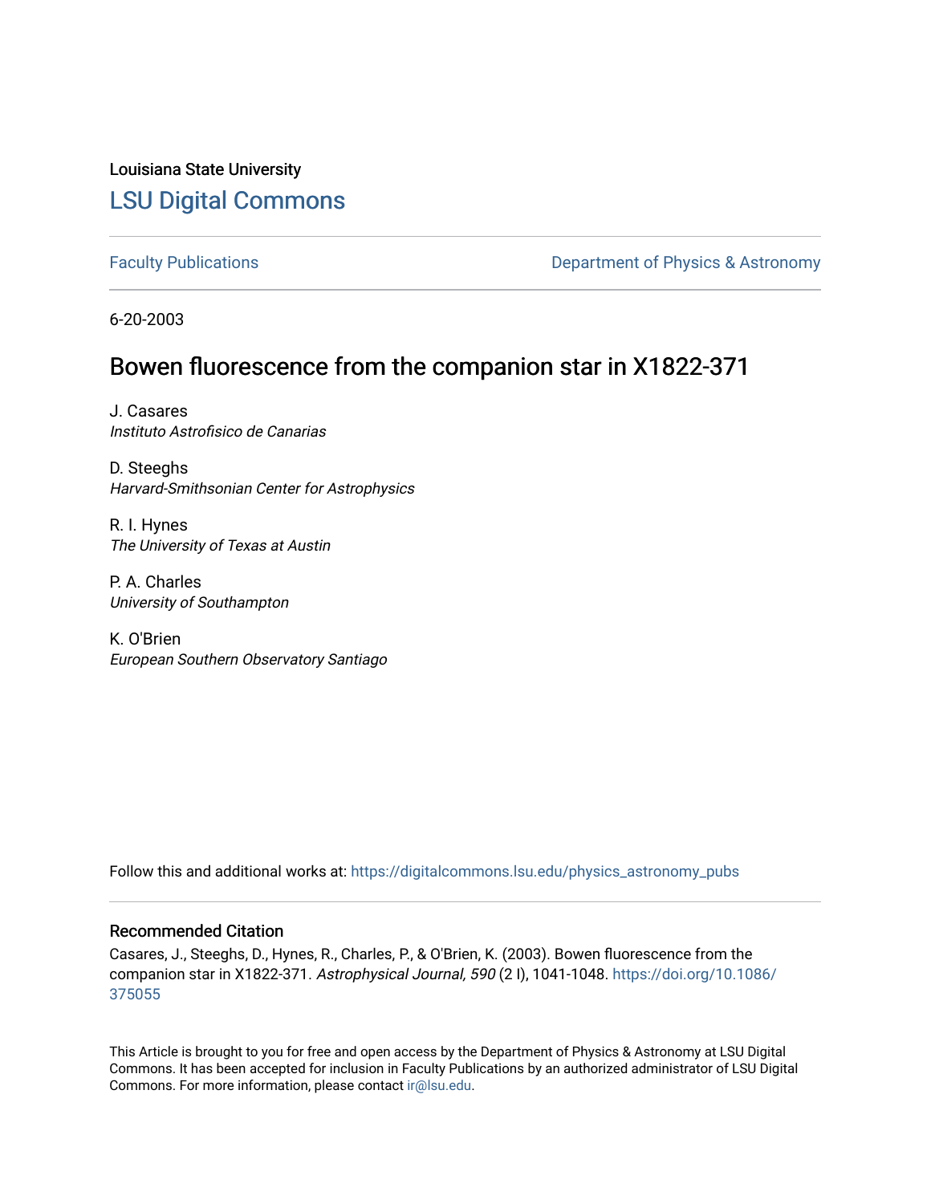Louisiana State University

# LSU Digital Commons

Faculty Publications

Department of Physics & Astronomy

6-20-2003

## Bowen fluorescence from the companion star in X1822-371

J. Casares
*Instituto Astrofisico de Canarias*

D. Steeghs
*Harvard-Smithsonian Center for Astrophysics*

R. I. Hynes
*The University of Texas at Austin*

P. A. Charles
*University of Southampton*

K. O'Brien
*European Southern Observatory Santiago*

Follow this and additional works at: https://digitalcommons.lsu.edu/physics_astronomy_pubs

### Recommended Citation

Casares, J., Steeghs, D., Hynes, R., Charles, P., & O'Brien, K. (2003). Bowen fluorescence from the companion star in X1822-371. *Astrophysical Journal, 590* (2 I), 1041-1048. https://doi.org/10.1086/375055

This Article is brought to you for free and open access by the Department of Physics & Astronomy at LSU Digital Commons. It has been accepted for inclusion in Faculty Publications by an authorized administrator of LSU Digital Commons. For more information, please contact ir@lsu.edu.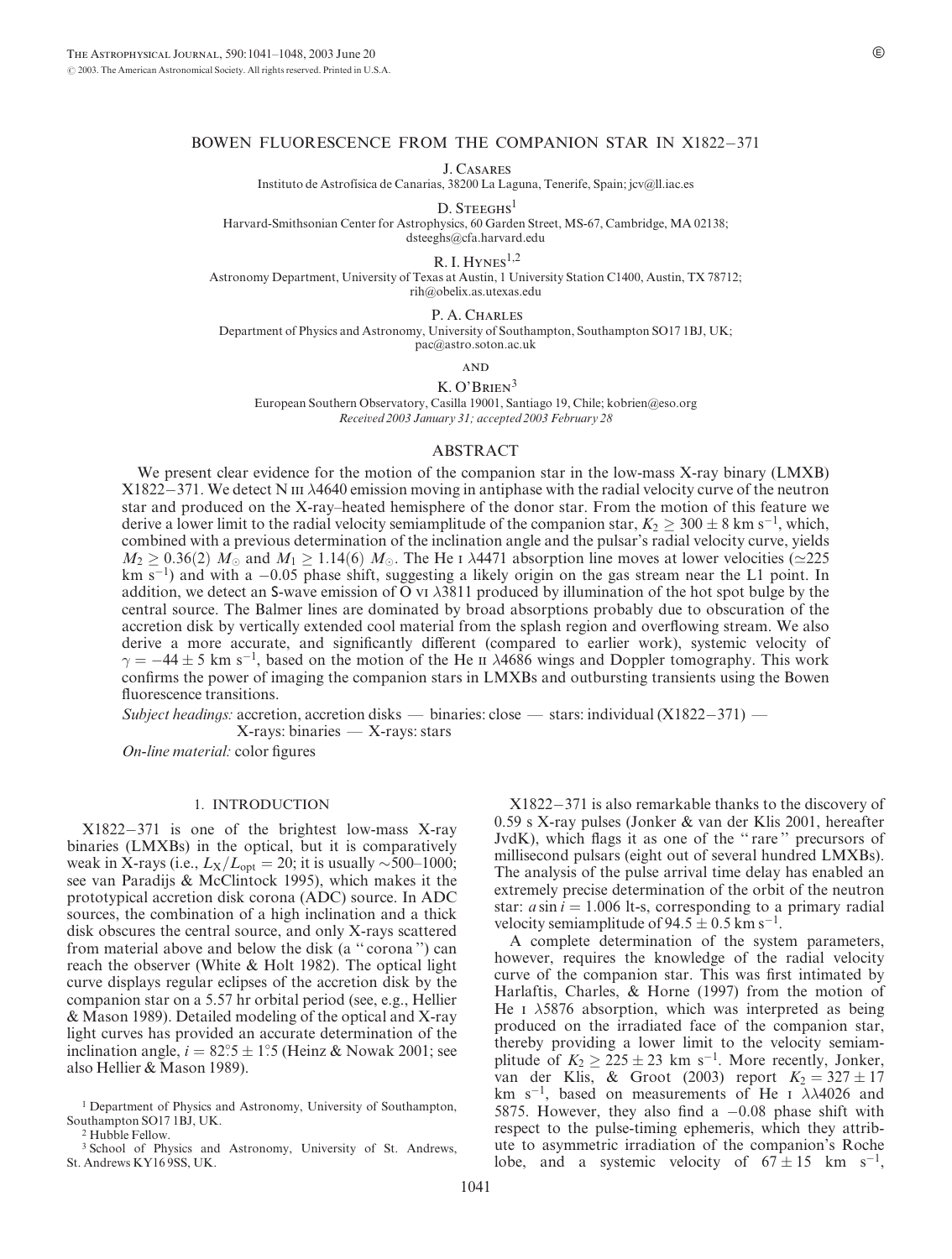# BOWEN FLUORESCENCE FROM THE COMPANION STAR IN X1822−371

J. Casares

Instituto de Astrofísica de Canarias, 38200 La Laguna, Tenerife, Spain; jcv@ll.iac.es

D. Steeghs[1]

Harvard-Smithsonian Center for Astrophysics, 60 Garden Street, MS-67, Cambridge, MA 02138; dsteeghs@cfa.harvard.edu

R. I. Hynes[1,2]

Astronomy Department, University of Texas at Austin, 1 University Station C1400, Austin, TX 78712; rih@obelix.as.utexas.edu

P. A. Charles

Department of Physics and Astronomy, University of Southampton, Southampton SO17 1BJ, UK; pac@astro.soton.ac.uk

and

K. O'Brien[3]

European Southern Observatory, Casilla 19001, Santiago 19, Chile; kobrien@eso.org

*Received 2003 January 31; accepted 2003 February 28*

## ABSTRACT

We present clear evidence for the motion of the companion star in the low-mass X-ray binary (LMXB) X1822−371. We detect N III λ4640 emission moving in antiphase with the radial velocity curve of the neutron star and produced on the X-ray–heated hemisphere of the donor star. From the motion of this feature we derive a lower limit to the radial velocity semiamplitude of the companion star, $K_2 \geq 300 \pm 8$ km s$^{-1}$, which, combined with a previous determination of the inclination angle and the pulsar's radial velocity curve, yields $M_2 \geq 0.36(2)$ $M_\odot$ and $M_1 \geq 1.14(6)$ $M_\odot$. The He I λ4471 absorption line moves at lower velocities (≃225 km s$^{-1}$) and with a −0.05 phase shift, suggesting a likely origin on the gas stream near the L1 point. In addition, we detect an S-wave emission of O VI λ3811 produced by illumination of the hot spot bulge by the central source. The Balmer lines are dominated by broad absorptions probably due to obscuration of the accretion disk by vertically extended cool material from the splash region and overflowing stream. We also derive a more accurate, and significantly different (compared to earlier work), systemic velocity of $\gamma = -44 \pm 5$ km s$^{-1}$, based on the motion of the He II λ4686 wings and Doppler tomography. This work confirms the power of imaging the companion stars in LMXBs and outbursting transients using the Bowen fluorescence transitions.

*Subject headings:* accretion, accretion disks — binaries: close — stars: individual (X1822−371) — X-rays: binaries — X-rays: stars

*On-line material:* color figures

## 1. INTRODUCTION

X1822−371 is one of the brightest low-mass X-ray binaries (LMXBs) in the optical, but it is comparatively weak in X-rays (i.e., $L_X/L_{opt} = 20$; it is usually ∼500–1000; see van Paradijs & McClintock 1995), which makes it the prototypical accretion disk corona (ADC) source. In ADC sources, the combination of a high inclination and a thick disk obscures the central source, and only X-rays scattered from material above and below the disk (a "corona") can reach the observer (White & Holt 1982). The optical light curve displays regular eclipses of the accretion disk by the companion star on a 5.57 hr orbital period (see, e.g., Hellier & Mason 1989). Detailed modeling of the optical and X-ray light curves has provided an accurate determination of the inclination angle, $i = 82\overset{\circ}{.}5 \pm 1\overset{\circ}{.}5$ (Heinz & Nowak 2001; see also Hellier & Mason 1989).

X1822−371 is also remarkable thanks to the discovery of 0.59 s X-ray pulses (Jonker & van der Klis 2001, hereafter JvdK), which flags it as one of the "rare" precursors of millisecond pulsars (eight out of several hundred LMXBs). The analysis of the pulse arrival time delay has enabled an extremely precise determination of the orbit of the neutron star: $a \sin i = 1.006$ lt-s, corresponding to a primary radial velocity semiamplitude of $94.5 \pm 0.5$ km s$^{-1}$.

A complete determination of the system parameters, however, requires the knowledge of the radial velocity curve of the companion star. This was first intimated by Harlaftis, Charles, & Horne (1997) from the motion of He I λ5876 absorption, which was interpreted as being produced on the irradiated face of the companion star, thereby providing a lower limit to the velocity semiamplitude of $K_2 \geq 225 \pm 23$ km s$^{-1}$. More recently, Jonker, van der Klis, & Groot (2003) report $K_2 = 327 \pm 17$ km s$^{-1}$, based on measurements of He I λλ4026 and 5875. However, they also find a −0.08 phase shift with respect to the pulse-timing ephemeris, which they attribute to asymmetric irradiation of the companion's Roche lobe, and a systemic velocity of $67 \pm 15$ km s$^{-1}$,

[1] Department of Physics and Astronomy, University of Southampton, Southampton SO17 1BJ, UK.

[2] Hubble Fellow.

[3] School of Physics and Astronomy, University of St. Andrews, St. Andrews KY16 9SS, UK.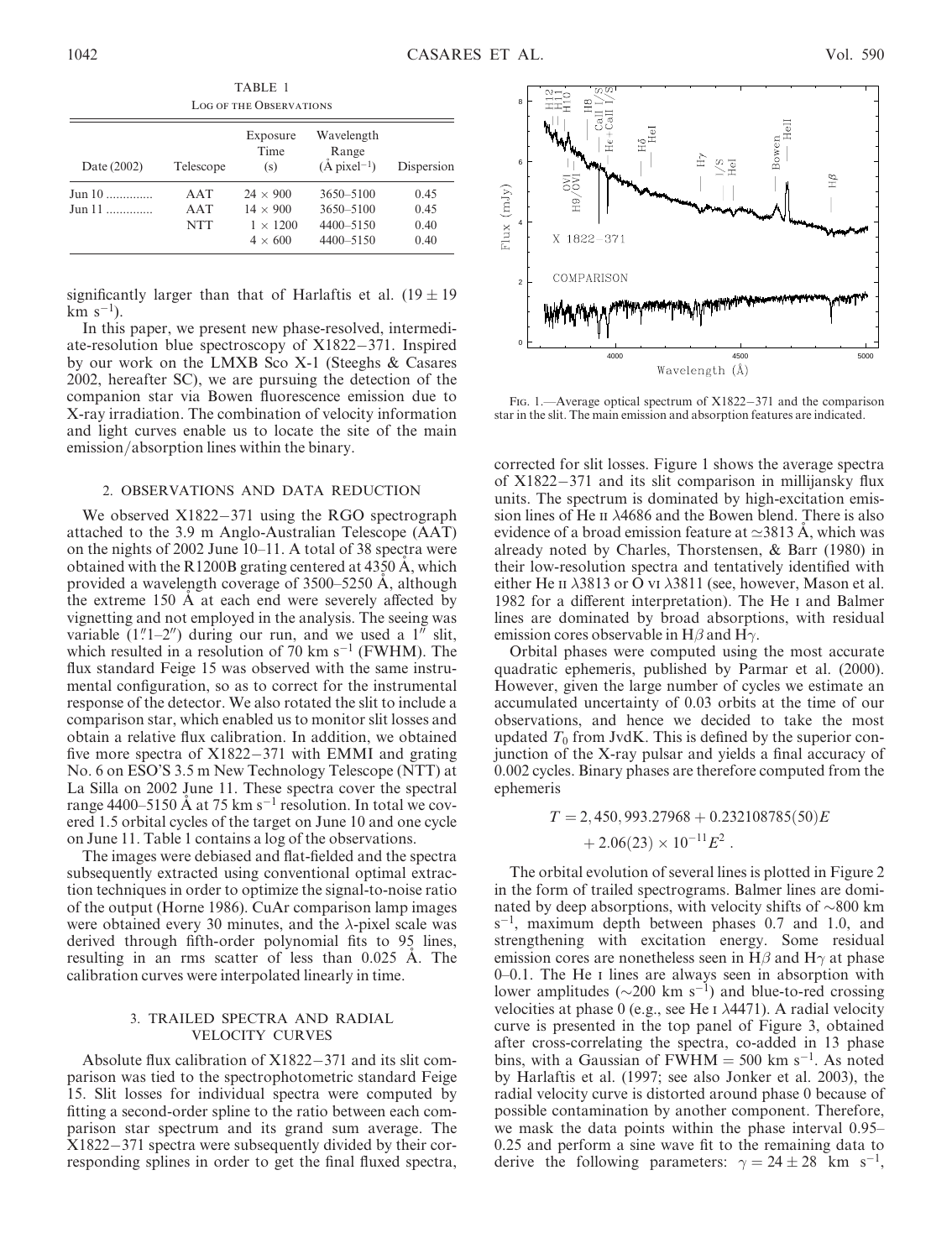TABLE 1
LOG OF THE OBSERVATIONS

| Date (2002) | Telescope | Exposure Time (s) | Wavelength Range (Å pixel$^{-1}$) | Dispersion |
|---|---|---|---|---|
| Jun 10 .............. | AAT | $24 \times 900$ | 3650–5100 | 0.45 |
| Jun 11 .............. | AAT | $14 \times 900$ | 3650–5100 | 0.45 |
| | NTT | $1 \times 1200$ | 4400–5150 | 0.40 |
| | | $4 \times 600$ | 4400–5150 | 0.40 |

significantly larger than that of Harlaftis et al. ($19 \pm 19$ km s$^{-1}$).

In this paper, we present new phase-resolved, intermediate-resolution blue spectroscopy of X1822−371. Inspired by our work on the LMXB Sco X-1 (Steeghs & Casares 2002, hereafter SC), we are pursuing the detection of the companion star via Bowen fluorescence emission due to X-ray irradiation. The combination of velocity information and light curves enable us to locate the site of the main emission/absorption lines within the binary.

## 2. OBSERVATIONS AND DATA REDUCTION

We observed X1822−371 using the RGO spectrograph attached to the 3.9 m Anglo-Australian Telescope (AAT) on the nights of 2002 June 10–11. A total of 38 spectra were obtained with the R1200B grating centered at 4350 Å, which provided a wavelength coverage of 3500–5250 Å, although the extreme 150 Å at each end were severely affected by vignetting and not employed in the analysis. The seeing was variable (1''.1–2'') during our run, and we used a 1'' slit, which resulted in a resolution of 70 km s$^{-1}$ (FWHM). The flux standard Feige 15 was observed with the same instrumental configuration, so as to correct for the instrumental response of the detector. We also rotated the slit to include a comparison star, which enabled us to monitor slit losses and obtain a relative flux calibration. In addition, we obtained five more spectra of X1822−371 with EMMI and grating No. 6 on ESO'S 3.5 m New Technology Telescope (NTT) at La Silla on 2002 June 11. These spectra cover the spectral range 4400–5150 Å at 75 km s$^{-1}$ resolution. In total we covered 1.5 orbital cycles of the target on June 10 and one cycle on June 11. Table 1 contains a log of the observations.

The images were debiased and flat-fielded and the spectra subsequently extracted using conventional optimal extraction techniques in order to optimize the signal-to-noise ratio of the output (Horne 1986). CuAr comparison lamp images were obtained every 30 minutes, and the λ-pixel scale was derived through fifth-order polynomial fits to 95 lines, resulting in an rms scatter of less than 0.025 Å. The calibration curves were interpolated linearly in time.

## 3. TRAILED SPECTRA AND RADIAL VELOCITY CURVES

Absolute flux calibration of X1822−371 and its slit comparison was tied to the spectrophotometric standard Feige 15. Slit losses for individual spectra were computed by fitting a second-order spline to the ratio between each comparison star spectrum and its grand sum average. The X1822−371 spectra were subsequently divided by their corresponding splines in order to get the final fluxed spectra, corrected for slit losses. Figure 1 shows the average spectra of X1822−371 and its slit comparison in millijansky flux units. The spectrum is dominated by high-excitation emission lines of He II λ4686 and the Bowen blend. There is also evidence of a broad emission feature at ≃3813 Å, which was already noted by Charles, Thorstensen, & Barr (1980) in their low-resolution spectra and tentatively identified with either He II λ3813 or O VI λ3811 (see, however, Mason et al. 1982 for a different interpretation). The He I and Balmer lines are dominated by broad absorptions, with residual emission cores observable in Hβ and Hγ.

Flux (mJy)
Wavelength (Å)
X 1822−371
COMPARISON
H12 H11 H10 OVI H9/OVI H8 CaII I/S Hε+CaII I/S Hδ HeI Hγ I/S HeI Bowen HeII Hβ
0 2 4 6 8
4000 4500 5000

FIG. 1.—Average optical spectrum of X1822−371 and the comparison star in the slit. The main emission and absorption features are indicated.

Orbital phases were computed using the most accurate quadratic ephemeris, published by Parmar et al. (2000). However, given the large number of cycles we estimate an accumulated uncertainty of 0.03 orbits at the time of our observations, and hence we decided to take the most updated $T_0$ from JvdK. This is defined by the superior conjunction of the X-ray pulsar and yields a final accuracy of 0.002 cycles. Binary phases are therefore computed from the ephemeris

$$T = 2,450,993.27968 + 0.232108785(50)E + 2.06(23) \times 10^{-11}E^2 .$$

The orbital evolution of several lines is plotted in Figure 2 in the form of trailed spectrograms. Balmer lines are dominated by deep absorptions, with velocity shifts of ∼800 km s$^{-1}$, maximum depth between phases 0.7 and 1.0, and strengthening with excitation energy. Some residual emission cores are nonetheless seen in Hβ and Hγ at phase 0–0.1. The He I lines are always seen in absorption with lower amplitudes (∼200 km s$^{-1}$) and blue-to-red crossing velocities at phase 0 (e.g., see He I λ4471). A radial velocity curve is presented in the top panel of Figure 3, obtained after cross-correlating the spectra, co-added in 13 phase bins, with a Gaussian of FWHM = 500 km s$^{-1}$. As noted by Harlaftis et al. (1997; see also Jonker et al. 2003), the radial velocity curve is distorted around phase 0 because of possible contamination by another component. Therefore, we mask the data points within the phase interval 0.95–0.25 and perform a sine wave fit to the remaining data to derive the following parameters: $\gamma = 24 \pm 28$ km s$^{-1}$,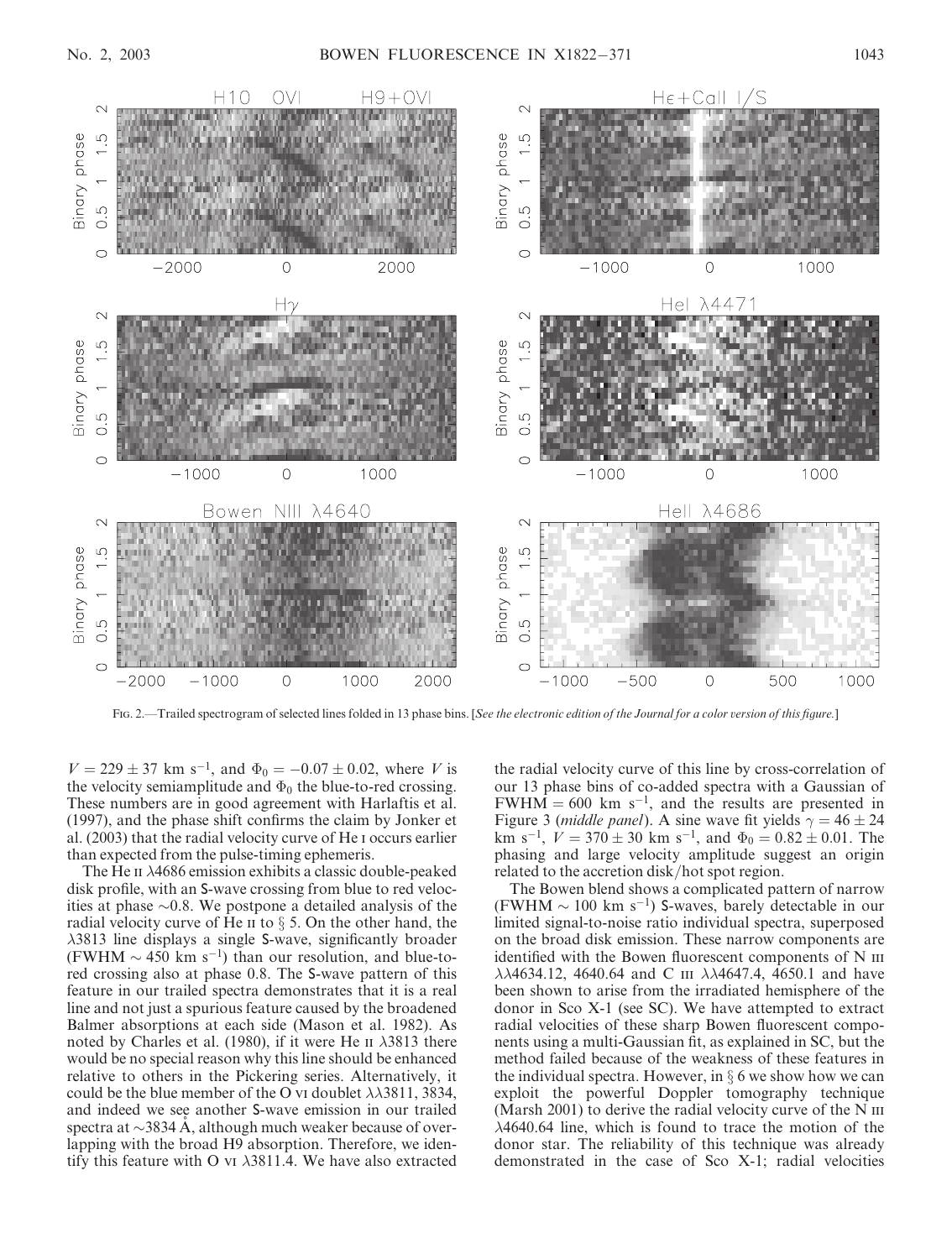H10 OVI H9+OVI

Binary phase

0 0.5 1 1.5 2

−2000 0 2000

Hε+CaII I/S

−1000 0 1000

Hγ

−1000 0 1000

HeI λ4471

−1000 0 1000

Bowen NIII λ4640

−2000 −1000 0 1000 2000

HeII λ4686

−1000 −500 0 500 1000

FIG. 2.—Trailed spectrogram of selected lines folded in 13 phase bins. [*See the electronic edition of the Journal for a color version of this figure.*]

$V = 229 \pm 37$ km s$^{-1}$, and $\Phi_0 = -0.07 \pm 0.02$, where $V$ is the velocity semiamplitude and $\Phi_0$ the blue-to-red crossing. These numbers are in good agreement with Harlaftis et al. (1997), and the phase shift confirms the claim by Jonker et al. (2003) that the radial velocity curve of He I occurs earlier than expected from the pulse-timing ephemeris.

The He II $\lambda$4686 emission exhibits a classic double-peaked disk profile, with an S-wave crossing from blue to red velocities at phase ∼0.8. We postpone a detailed analysis of the radial velocity curve of He II to § 5. On the other hand, the $\lambda$3813 line displays a single S-wave, significantly broader (FWHM ∼ 450 km s$^{-1}$) than our resolution, and blue-to-red crossing also at phase 0.8. The S-wave pattern of this feature in our trailed spectra demonstrates that it is a real line and not just a spurious feature caused by the broadened Balmer absorptions at each side (Mason et al. 1982). As noted by Charles et al. (1980), if it were He II $\lambda$3813 there would be no special reason why this line should be enhanced relative to others in the Pickering series. Alternatively, it could be the blue member of the O VI doublet $\lambda\lambda$3811, 3834, and indeed we see another S-wave emission in our trailed spectra at ∼3834 Å, although much weaker because of overlapping with the broad H9 absorption. Therefore, we identify this feature with O VI $\lambda$3811.4. We have also extracted the radial velocity curve of this line by cross-correlation of our 13 phase bins of co-added spectra with a Gaussian of FWHM = 600 km s$^{-1}$, and the results are presented in Figure 3 (*middle panel*). A sine wave fit yields $\gamma = 46 \pm 24$ km s$^{-1}$, $V = 370 \pm 30$ km s$^{-1}$, and $\Phi_0 = 0.82 \pm 0.01$. The phasing and large velocity amplitude suggest an origin related to the accretion disk/hot spot region.

The Bowen blend shows a complicated pattern of narrow (FWHM ∼ 100 km s$^{-1}$) S-waves, barely detectable in our limited signal-to-noise ratio individual spectra, superposed on the broad disk emission. These narrow components are identified with the Bowen fluorescent components of N III $\lambda\lambda$4634.12, 4640.64 and C III $\lambda\lambda$4647.4, 4650.1 and have been shown to arise from the irradiated hemisphere of the donor in Sco X-1 (see SC). We have attempted to extract radial velocities of these sharp Bowen fluorescent components using a multi-Gaussian fit, as explained in SC, but the method failed because of the weakness of these features in the individual spectra. However, in § 6 we show how we can exploit the powerful Doppler tomography technique (Marsh 2001) to derive the radial velocity curve of the N III $\lambda$4640.64 line, which is found to trace the motion of the donor star. The reliability of this technique was already demonstrated in the case of Sco X-1; radial velocities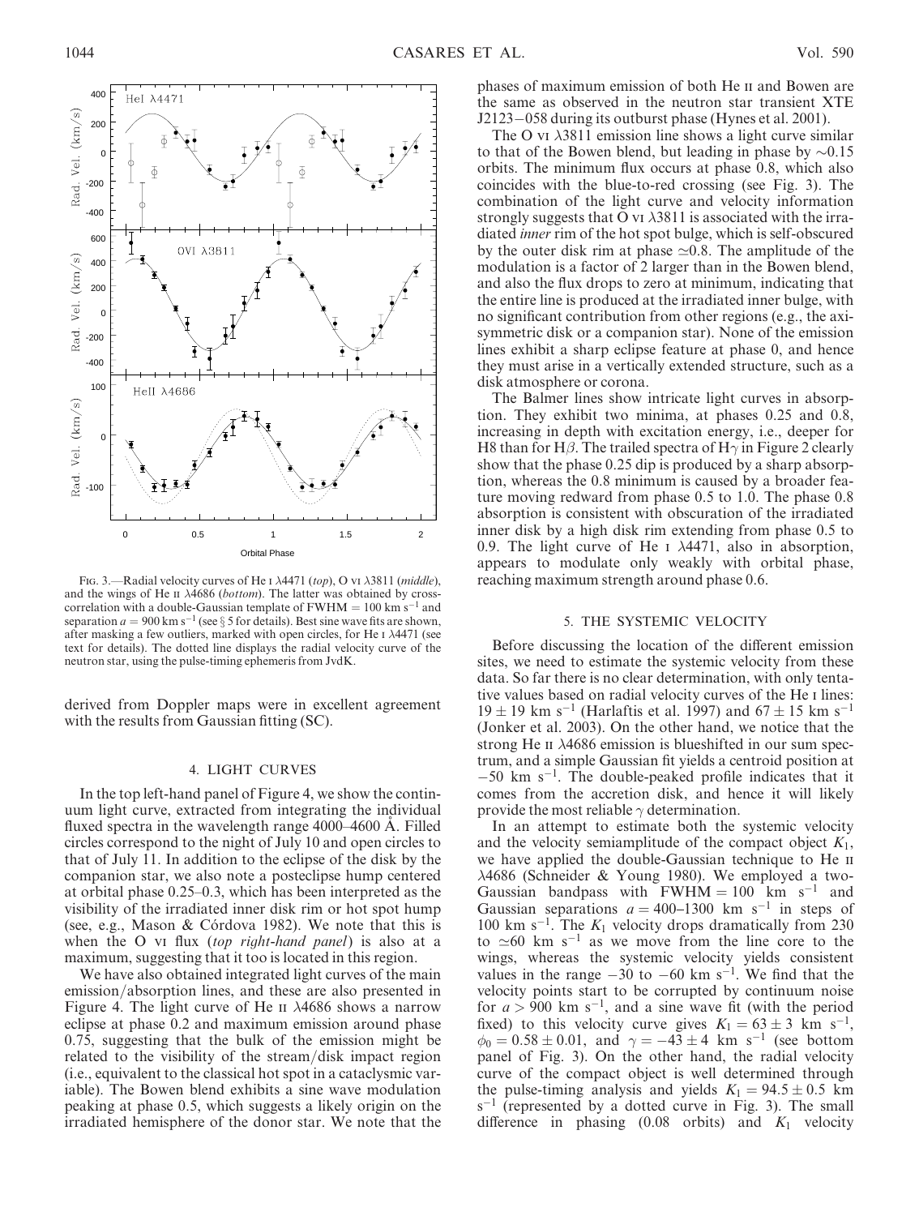HeI λ4471

Rad. Vel. (km/s)

400
200
0
-200
-400

OVI λ3811

Rad. Vel. (km/s)

600
400
200
0
-200
-400

HeII λ4686

Rad. Vel. (km/s)

100
0
-100

0 0.5 1 1.5 2

Orbital Phase

Fig. 3.—Radial velocity curves of He I λ4471 (*top*), O VI λ3811 (*middle*), and the wings of He II λ4686 (*bottom*). The latter was obtained by cross-correlation with a double-Gaussian template of FWHM $= 100$ km s$^{-1}$ and separation $a = 900$ km s$^{-1}$ (see § 5 for details). Best sine wave fits are shown, after masking a few outliers, marked with open circles, for He I λ4471 (see text for details). The dotted line displays the radial velocity curve of the neutron star, using the pulse-timing ephemeris from JvdK.

derived from Doppler maps were in excellent agreement with the results from Gaussian fitting (SC).

## 4. LIGHT CURVES

In the top left-hand panel of Figure 4, we show the continuum light curve, extracted from integrating the individual fluxed spectra in the wavelength range 4000–4600 Å. Filled circles correspond to the night of July 10 and open circles to that of July 11. In addition to the eclipse of the disk by the companion star, we also note a posteclipse hump centered at orbital phase 0.25–0.3, which has been interpreted as the visibility of the irradiated inner disk rim or hot spot hump (see, e.g., Mason & Córdova 1982). We note that this is when the O VI flux (*top right-hand panel*) is also at a maximum, suggesting that it too is located in this region.

We have also obtained integrated light curves of the main emission/absorption lines, and these are also presented in Figure 4. The light curve of He II λ4686 shows a narrow eclipse at phase 0.2 and maximum emission around phase 0.75, suggesting that the bulk of the emission might be related to the visibility of the stream/disk impact region (i.e., equivalent to the classical hot spot in a cataclysmic variable). The Bowen blend exhibits a sine wave modulation peaking at phase 0.5, which suggests a likely origin on the irradiated hemisphere of the donor star. We note that the phases of maximum emission of both He II and Bowen are the same as observed in the neutron star transient XTE J2123−058 during its outburst phase (Hynes et al. 2001).

The O VI λ3811 emission line shows a light curve similar to that of the Bowen blend, but leading in phase by ~0.15 orbits. The minimum flux occurs at phase 0.8, which also coincides with the blue-to-red crossing (see Fig. 3). The combination of the light curve and velocity information strongly suggests that O VI λ3811 is associated with the irradiated *inner* rim of the hot spot bulge, which is self-obscured by the outer disk rim at phase ≃0.8. The amplitude of the modulation is a factor of 2 larger than in the Bowen blend, and also the flux drops to zero at minimum, indicating that the entire line is produced at the irradiated inner bulge, with no significant contribution from other regions (e.g., the axisymmetric disk or a companion star). None of the emission lines exhibit a sharp eclipse feature at phase 0, and hence they must arise in a vertically extended structure, such as a disk atmosphere or corona.

The Balmer lines show intricate light curves in absorption. They exhibit two minima, at phases 0.25 and 0.8, increasing in depth with excitation energy, i.e., deeper for H8 than for Hβ. The trailed spectra of Hγ in Figure 2 clearly show that the phase 0.25 dip is produced by a sharp absorption feature, whereas the 0.8 minimum is caused by a broader feature moving redward from phase 0.5 to 1.0. The phase 0.8 absorption is consistent with obscuration of the irradiated inner disk by a high disk rim extending from phase 0.5 to 0.9. The light curve of He I λ4471, also in absorption, appears to modulate only weakly with orbital phase, reaching maximum strength around phase 0.6.

## 5. THE SYSTEMIC VELOCITY

Before discussing the location of the different emission sites, we need to estimate the systemic velocity from these data. So far there is no clear determination, with only tentative values based on radial velocity curves of the He I lines: $19 \pm 19$ km s$^{-1}$ (Harlaftis et al. 1997) and $67 \pm 15$ km s$^{-1}$ (Jonker et al. 2003). On the other hand, we notice that the strong He II λ4686 emission is blueshifted in our sum spectrum, and a simple Gaussian fit yields a centroid position at $-50$ km s$^{-1}$. The double-peaked profile indicates that it comes from the accretion disk, and hence it will likely provide the most reliable $\gamma$ determination.

In an attempt to estimate both the systemic velocity and the velocity semiamplitude of the compact object $K_1$, we have applied the double-Gaussian technique to He II λ4686 (Schneider & Young 1980). We employed a two-Gaussian bandpass with FWHM $= 100$ km s$^{-1}$ and Gaussian separations $a = 400$–$1300$ km s$^{-1}$ in steps of 100 km s$^{-1}$. The $K_1$ velocity drops dramatically from 230 to ≃60 km s$^{-1}$ as we move from the line core to the wings, whereas the systemic velocity yields consistent values in the range $-30$ to $-60$ km s$^{-1}$. We find that the velocity points start to be corrupted by continuum noise for $a > 900$ km s$^{-1}$, and a sine wave fit (with the period fixed) to this velocity curve gives $K_1 = 63 \pm 3$ km s$^{-1}$, $\phi_0 = 0.58 \pm 0.01$, and $\gamma = -43 \pm 4$ km s$^{-1}$ (see bottom panel of Fig. 3). On the other hand, the radial velocity curve of the compact object is well determined through the pulse-timing analysis and yields $K_1 = 94.5 \pm 0.5$ km s$^{-1}$ (represented by a dotted curve in Fig. 3). The small difference in phasing (0.08 orbits) and $K_1$ velocity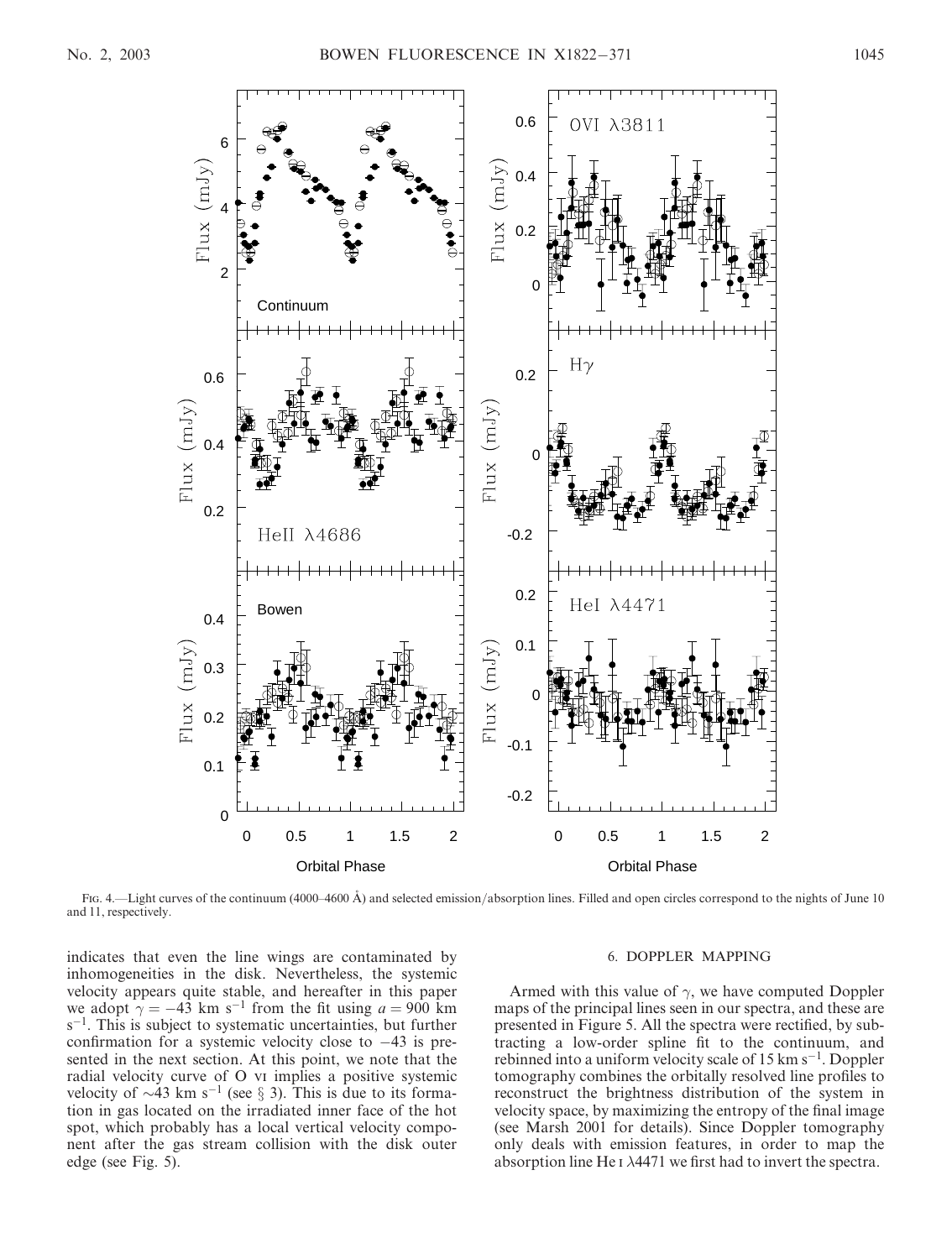Continuum

Flux (mJy)

2

4

6

OVI λ3811

0

0.2

0.4

0.6

HeII λ4686

0.2

0.4

0.6

Hγ

-0.2

0

0.2

Bowen

0

0.1

0.2

0.3

0.4

HeI λ4471

-0.2

-0.1

0

0.1

0.2

0 0.5 1 1.5 2

Orbital Phase

Fig. 4.—Light curves of the continuum (4000–4600 Å) and selected emission/absorption lines. Filled and open circles correspond to the nights of June 10 and 11, respectively.

indicates that even the line wings are contaminated by inhomogeneities in the disk. Nevertheless, the systemic velocity appears quite stable, and hereafter in this paper we adopt $\gamma = -43$ km s$^{-1}$ from the fit using $a = 900$ km s$^{-1}$. This is subject to systematic uncertainties, but further confirmation for a systemic velocity close to $-43$ is presented in the next section. At this point, we note that the radial velocity curve of O VI implies a positive systemic velocity of $\sim$43 km s$^{-1}$ (see § 3). This is due to its formation in gas located on the irradiated inner face of the hot spot, which probably has a local vertical velocity component after the gas stream collision with the disk outer edge (see Fig. 5).

## 6. DOPPLER MAPPING

Armed with this value of $\gamma$, we have computed Doppler maps of the principal lines seen in our spectra, and these are presented in Figure 5. All the spectra were rectified, by subtracting a low-order spline fit to the continuum, and rebinned into a uniform velocity scale of 15 km s$^{-1}$. Doppler tomography combines the orbitally resolved line profiles to reconstruct the brightness distribution of the system in velocity space, by maximizing the entropy of the final image (see Marsh 2001 for details). Since Doppler tomography only deals with emission features, in order to map the absorption line He I λ4471 we first had to invert the spectra.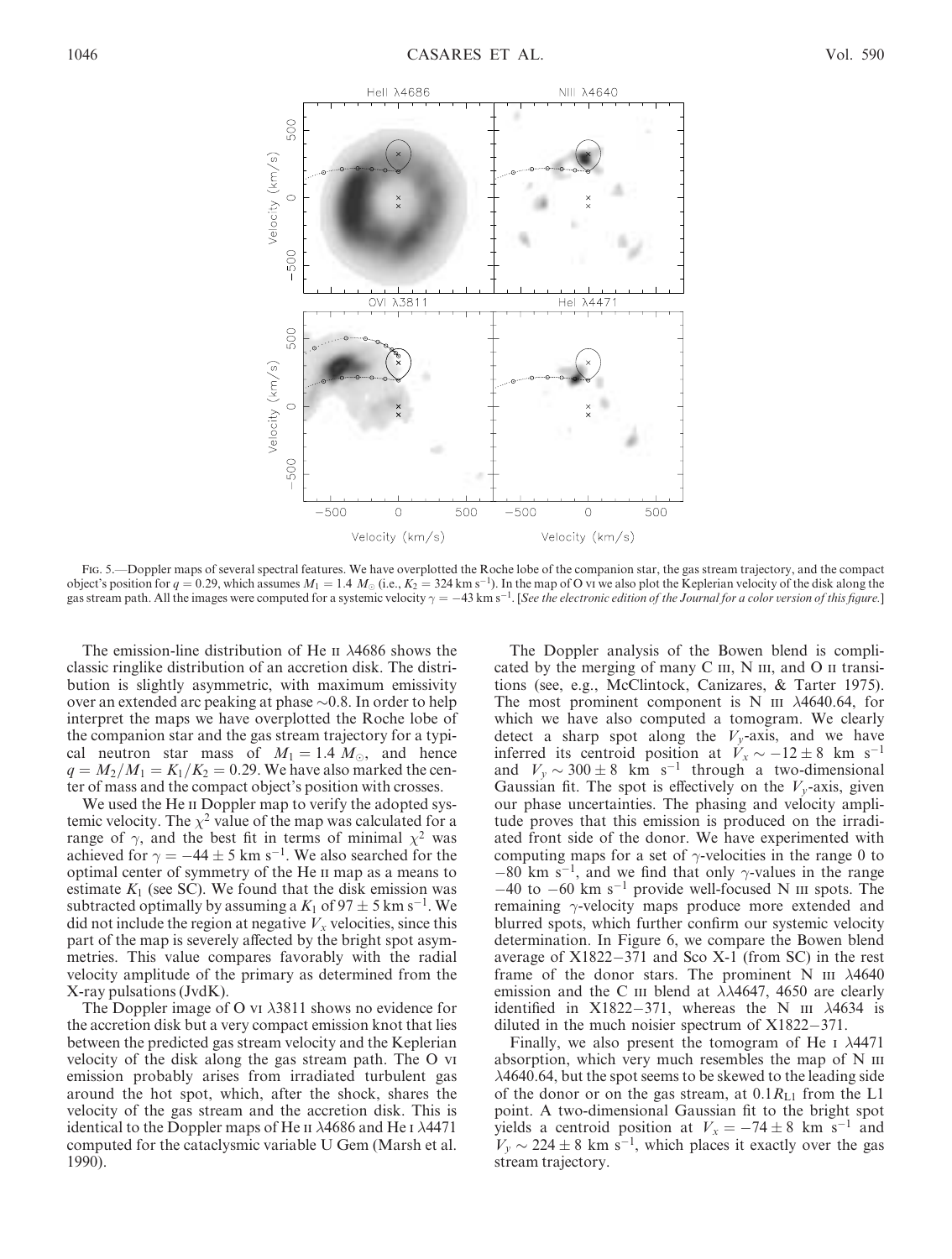HeII λ4686

NIII λ4640

OVI λ3811

HeI λ4471

Velocity (km/s)

500

0

−500

−500

0

500

Velocity (km/s)

Velocity (km/s)

Fig. 5.—Doppler maps of several spectral features. We have overplotted the Roche lobe of the companion star, the gas stream trajectory, and the compact object's position for $q = 0.29$, which assumes $M_1 = 1.4\ M_\odot$ (i.e., $K_2 = 324$ km s$^{-1}$). In the map of O VI we also plot the Keplerian velocity of the disk along the gas stream path. All the images were computed for a systemic velocity $\gamma = -43$ km s$^{-1}$. [*See the electronic edition of the Journal for a color version of this figure.*]

The emission-line distribution of He II λ4686 shows the classic ringlike distribution of an accretion disk. The distribution is slightly asymmetric, with maximum emissivity over an extended arc peaking at phase ∼0.8. In order to help interpret the maps we have overplotted the Roche lobe of the companion star and the gas stream trajectory for a typical neutron star mass of $M_1 = 1.4\ M_\odot$, and hence $q = M_2/M_1 = K_1/K_2 = 0.29$. We have also marked the center of mass and the compact object's position with crosses.

We used the He II Doppler map to verify the adopted systemic velocity. The $\chi^2$ value of the map was calculated for a range of $\gamma$, and the best fit in terms of minimal $\chi^2$ was achieved for $\gamma = -44 \pm 5$ km s$^{-1}$. We also searched for the optimal center of symmetry of the He II map as a means to estimate $K_1$ (see SC). We found that the disk emission was subtracted optimally by assuming a $K_1$ of $97 \pm 5$ km s$^{-1}$. We did not include the region at negative $V_x$ velocities, since this part of the map is severely affected by the bright spot asymmetries. This value compares favorably with the radial velocity amplitude of the primary as determined from the X-ray pulsations (JvdK).

The Doppler image of O VI λ3811 shows no evidence for the accretion disk but a very compact emission knot that lies between the predicted gas stream velocity and the Keplerian velocity of the disk along the gas stream path. The O VI emission probably arises from irradiated turbulent gas around the hot spot, which, after the shock, shares the velocity of the gas stream and the accretion disk. This is identical to the Doppler maps of He II λ4686 and He I λ4471 computed for the cataclysmic variable U Gem (Marsh et al. 1990).

The Doppler analysis of the Bowen blend is complicated by the merging of many C III, N III, and O II transitions (see, e.g., McClintock, Canizares, & Tarter 1975). The most prominent component is N III λ4640.64, for which we have also computed a tomogram. We clearly detect a sharp spot along the $V_y$-axis, and we have inferred its centroid position at $V_x \sim -12 \pm 8$ km s$^{-1}$ and $V_y \sim 300 \pm 8$ km s$^{-1}$ through a two-dimensional Gaussian fit. The spot is effectively on the $V_y$-axis, given our phase uncertainties. The phasing and velocity amplitude proves that this emission is produced on the irradiated front side of the donor. We have experimented with computing maps for a set of $\gamma$-velocities in the range 0 to $-80$ km s$^{-1}$, and we find that only $\gamma$-values in the range $-40$ to $-60$ km s$^{-1}$ provide well-focused N III spots. The remaining $\gamma$-velocity maps produce more extended and blurred spots, which further confirm our systemic velocity determination. In Figure 6, we compare the Bowen blend average of X1822−371 and Sco X-1 (from SC) in the rest frame of the donor stars. The prominent N III λ4640 emission and the C III blend at λλ4647, 4650 are clearly identified in X1822−371, whereas the N III λ4634 is diluted in the much noisier spectrum of X1822−371.

Finally, we also present the tomogram of He I λ4471 absorption, which very much resembles the map of N III λ4640.64, but the spot seems to be skewed to the leading side of the donor or on the gas stream, at $0.1R_{\rm L1}$ from the L1 point. A two-dimensional Gaussian fit to the bright spot yields a centroid position at $V_x = -74 \pm 8$ km s$^{-1}$ and $V_y \sim 224 \pm 8$ km s$^{-1}$, which places it exactly over the gas stream trajectory.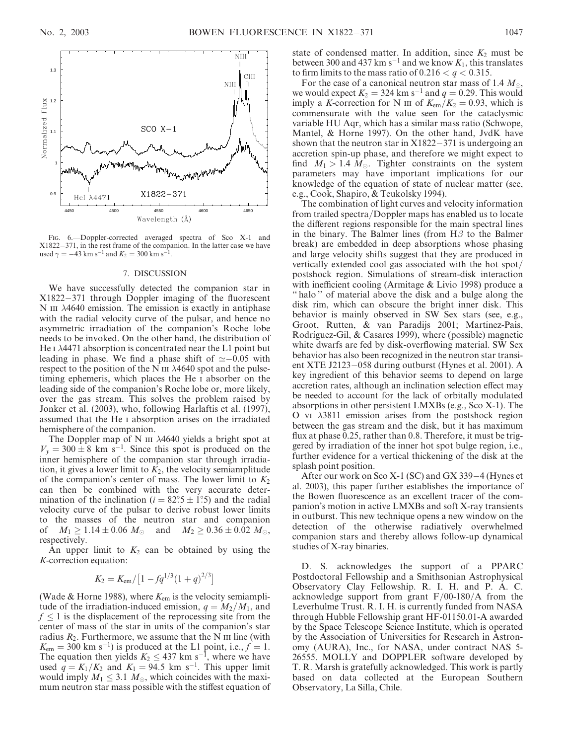NIII

CIII

NIII

1.3

1.2

1.1

1

0.9

Normalized Flux

SCO X-1

X1822−371

HeI λ4471

4450 4500 4550 4600 4650

Wavelength (Å)

FIG. 6.—Doppler-corrected averaged spectra of Sco X-1 and X1822−371, in the rest frame of the companion. In the latter case we have used $\gamma = -43$ km s$^{-1}$ and $K_2 = 300$ km s$^{-1}$.

## 7. DISCUSSION

We have successfully detected the companion star in X1822−371 through Doppler imaging of the fluorescent N III λ4640 emission. The emission is exactly in antiphase with the radial velocity curve of the pulsar, and hence no asymmetric irradiation of the companion's Roche lobe needs to be invoked. On the other hand, the distribution of He I λ4471 absorption is concentrated near the L1 point but leading in phase. We find a phase shift of $\simeq -0.05$ with respect to the position of the N III λ4640 spot and the pulse-timing ephemeris, which places the He I absorber on the leading side of the companion's Roche lobe or, more likely, over the gas stream. This solves the problem raised by Jonker et al. (2003), who, following Harlaftis et al. (1997), assumed that the He I absorption arises on the irradiated hemisphere of the companion.

The Doppler map of N III λ4640 yields a bright spot at $V_y = 300 \pm 8$ km s$^{-1}$. Since this spot is produced on the inner hemisphere of the companion star through irradiation, it gives a lower limit to $K_2$, the velocity semiamplitude of the companion's center of mass. The lower limit to $K_2$ can then be combined with the very accurate determination of the inclination ($i = 82\overset{\circ}{.}5 \pm 1\overset{\circ}{.}5$) and the radial velocity curve of the pulsar to derive robust lower limits to the masses of the neutron star and companion of $M_1 \geq 1.14 \pm 0.06\ M_\odot$ and $M_2 \geq 0.36 \pm 0.02\ M_\odot$, respectively.

An upper limit to $K_2$ can be obtained by using the *K*-correction equation:

$$K_2 = K_{\rm em}/\left[1 - fq^{1/3}(1+q)^{2/3}\right]$$

(Wade & Horne 1988), where $K_{\rm em}$ is the velocity semiamplitude of the irradiation-induced emission, $q = M_2/M_1$, and $f \leq 1$ is the displacement of the reprocessing site from the center of mass of the star in units of the companion's star radius $R_2$. Furthermore, we assume that the N III line (with $K_{\rm em} = 300$ km s$^{-1}$) is produced at the L1 point, i.e., $f = 1$. The equation then yields $K_2 \leq 437$ km s$^{-1}$, where we have used $q = K_1/K_2$ and $K_1 = 94.5$ km s$^{-1}$. This upper limit would imply $M_1 \leq 3.1\ M_\odot$, which coincides with the maximum neutron star mass possible with the stiffest equation of state of condensed matter. In addition, since $K_2$ must be between 300 and 437 km s$^{-1}$ and we know $K_1$, this translates to firm limits to the mass ratio of $0.216 < q < 0.315$.

For the case of a canonical neutron star mass of 1.4 $M_\odot$, we would expect $K_2 = 324$ km s$^{-1}$ and $q = 0.29$. This would imply a *K*-correction for N III of $K_{\rm em}/K_2 = 0.93$, which is commensurate with the value seen for the cataclysmic variable HU Aqr, which has a similar mass ratio (Schwope, Mantel, & Horne 1997). On the other hand, JvdK have shown that the neutron star in X1822−371 is undergoing an accretion spin-up phase, and therefore we might expect to find $M_1 > 1.4\ M_\odot$. Tighter constraints on the system parameters may have important implications for our knowledge of the equation of state of nuclear matter (see, e.g., Cook, Shapiro, & Teukolsky 1994).

The combination of light curves and velocity information from trailed spectra/Doppler maps has enabled us to locate the different regions responsible for the main spectral lines in the binary. The Balmer lines (from Hβ to the Balmer break) are embedded in deep absorptions whose phasing and large velocity shifts suggest that they are produced in vertically extended cool gas associated with the hot spot/postshock region. Simulations of stream-disk interaction with inefficient cooling (Armitage & Livio 1998) produce a "halo" of material above the disk and a bulge along the disk rim, which can obscure the bright inner disk. This behavior is mainly observed in SW Sex stars (see, e.g., Groot, Rutten, & van Paradijs 2001; Martínez-Pais, Rodríguez-Gil, & Casares 1999), where (possible) magnetic white dwarfs are fed by disk-overflowing material. SW Sex behavior has also been recognized in the neutron star transient XTE J2123−058 during outburst (Hynes et al. 2001). A key ingredient of this behavior seems to depend on large accretion rates, although an inclination selection effect may be needed to account for the lack of orbitally modulated absorptions in other persistent LMXBs (e.g., Sco X-1). The O VI λ3811 emission arises from the postshock region between the gas stream and the disk, but it has maximum flux at phase 0.25, rather than 0.8. Therefore, it must be triggered by irradiation of the inner hot spot bulge region, i.e., further evidence for a vertical thickening of the disk at the splash point position.

After our work on Sco X-1 (SC) and GX 339−4 (Hynes et al. 2003), this paper further establishes the importance of the Bowen fluorescence as an excellent tracer of the companion's motion in active LMXBs and soft X-ray transients in outburst. This new technique opens a new window on the detection of the otherwise radiatively overwhelmed companion stars and thereby allows follow-up dynamical studies of X-ray binaries.

D. S. acknowledges the support of a PPARC Postdoctoral Fellowship and a Smithsonian Astrophysical Observatory Clay Fellowship. R. I. H. and P. A. C. acknowledge support from grant F/00-180/A from the Leverhulme Trust. R. I. H. is currently funded from NASA through Hubble Fellowship grant HF-01150.01-A awarded by the Space Telescope Science Institute, which is operated by the Association of Universities for Research in Astronomy (AURA), Inc., for NASA, under contract NAS 5-26555. MOLLY and DOPPLER software developed by T. R. Marsh is gratefully acknowledged. This work is partly based on data collected at the European Southern Observatory, La Silla, Chile.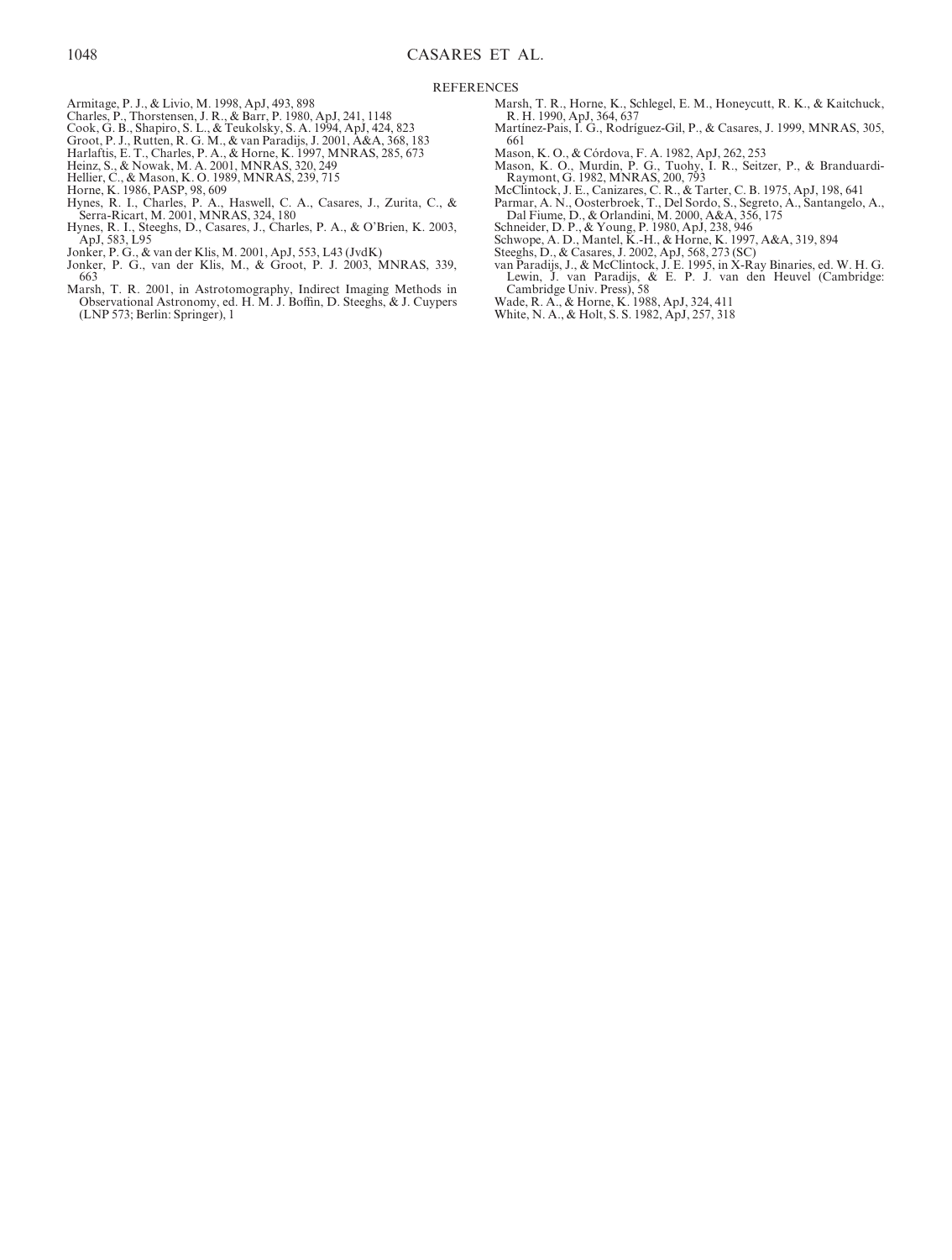## REFERENCES

Armitage, P. J., & Livio, M. 1998, ApJ, 493, 898
Charles, P., Thorstensen, J. R., & Barr, P. 1980, ApJ, 241, 1148
Cook, G. B., Shapiro, S. L., & Teukolsky, S. A. 1994, ApJ, 424, 823
Groot, P. J., Rutten, R. G. M., & van Paradijs, J. 2001, A&A, 368, 183
Harlaftis, E. T., Charles, P. A., & Horne, K. 1997, MNRAS, 285, 673
Heinz, S., & Nowak, M. A. 2001, MNRAS, 320, 249
Hellier, C., & Mason, K. O. 1989, MNRAS, 239, 715
Horne, K. 1986, PASP, 98, 609
Hynes, R. I., Charles, P. A., Haswell, C. A., Casares, J., Zurita, C., & Serra-Ricart, M. 2001, MNRAS, 324, 180
Hynes, R. I., Steeghs, D., Casares, J., Charles, P. A., & O'Brien, K. 2003, ApJ, 583, L95
Jonker, P. G., & van der Klis, M. 2001, ApJ, 553, L43 (JvdK)
Jonker, P. G., van der Klis, M., & Groot, P. J. 2003, MNRAS, 339, 663
Marsh, T. R. 2001, in Astrotomography, Indirect Imaging Methods in Observational Astronomy, ed. H. M. J. Boffin, D. Steeghs, & J. Cuypers (LNP 573; Berlin: Springer), 1
Marsh, T. R., Horne, K., Schlegel, E. M., Honeycutt, R. K., & Kaitchuck, R. H. 1990, ApJ, 364, 637
Martínez-Pais, I. G., Rodríguez-Gil, P., & Casares, J. 1999, MNRAS, 305, 661
Mason, K. O., & Córdova, F. A. 1982, ApJ, 262, 253
Mason, K. O., Murdin, P. G., Tuohy, I. R., Seitzer, P., & Branduardi-Raymont, G. 1982, MNRAS, 200, 793
McClintock, J. E., Canizares, C. R., & Tarter, C. B. 1975, ApJ, 198, 641
Parmar, A. N., Oosterbroek, T., Del Sordo, S., Segreto, A., Santangelo, A., Dal Fiume, D., & Orlandini, M. 2000, A&A, 356, 175
Schneider, D. P., & Young, P. 1980, ApJ, 238, 946
Schwope, A. D., Mantel, K.-H., & Horne, K. 1997, A&A, 319, 894
Steeghs, D., & Casares, J. 2002, ApJ, 568, 273 (SC)
van Paradijs, J., & McClintock, J. E. 1995, in X-Ray Binaries, ed. W. H. G. Lewin, J. van Paradijs, & E. P. J. van den Heuvel (Cambridge: Cambridge Univ. Press), 58
Wade, R. A., & Horne, K. 1988, ApJ, 324, 411
White, N. A., & Holt, S. S. 1982, ApJ, 257, 318